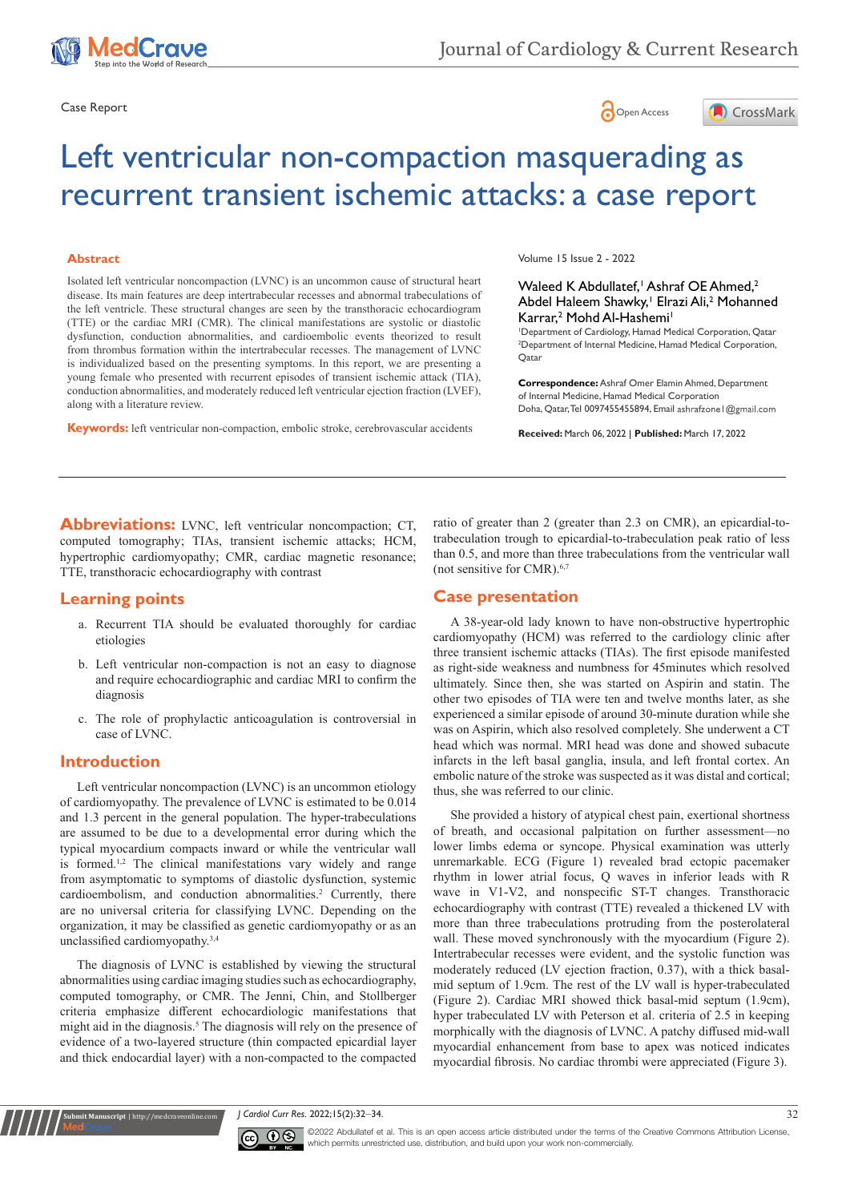Case Report

# Left ventricular non-compaction masquerading as recurrent transient ischemic attacks: a case report

## Abstract

Isolated left ventricular noncompaction (LVNC) is an uncommon cause of structural heart disease. Its main features are deep intertrabecular recesses and abnormal trabeculations of the left ventricle. These structural changes are seen by the transthoracic echocardiogram (TTE) or the cardiac MRI (CMR). The clinical manifestations are systolic or diastolic dysfunction, conduction abnormalities, and cardioembolic events theorized to result from thrombus formation within the intertrabecular recesses. The management of LVNC is individualized based on the presenting symptoms. In this report, we are presenting a young female who presented with recurrent episodes of transient ischemic attack (TIA), conduction abnormalities, and moderately reduced left ventricular ejection fraction (LVEF), along with a literature review.

**Keywords:** left ventricular non-compaction, embolic stroke, cerebrovascular accidents

Volume 15 Issue 2 - 2022

Waleed K Abdullatef,[1] Ashraf OE Ahmed,[2] Abdel Haleem Shawky,[1] Elrazi Ali,[2] Mohanned Karrar,[2] Mohd Al-Hashemi[1]

[1]Department of Cardiology, Hamad Medical Corporation, Qatar
[2]Department of Internal Medicine, Hamad Medical Corporation, Qatar

**Correspondence:** Ashraf Omer Elamin Ahmed, Department of Internal Medicine, Hamad Medical Corporation Doha, Qatar, Tel 0097455455894, Email ashrafzone1@gmail.com

**Received:** March 06, 2022 | **Published:** March 17, 2022

**Abbreviations:** LVNC, left ventricular noncompaction; CT, computed tomography; TIAs, transient ischemic attacks; HCM, hypertrophic cardiomyopathy; CMR, cardiac magnetic resonance; TTE, transthoracic echocardiography with contrast

## Learning points

a. Recurrent TIA should be evaluated thoroughly for cardiac etiologies

b. Left ventricular non-compaction is not an easy to diagnose and require echocardiographic and cardiac MRI to confirm the diagnosis

c. The role of prophylactic anticoagulation is controversial in case of LVNC.

## Introduction

Left ventricular noncompaction (LVNC) is an uncommon etiology of cardiomyopathy. The prevalence of LVNC is estimated to be 0.014 and 1.3 percent in the general population. The hyper-trabeculations are assumed to be due to a developmental error during which the typical myocardium compacts inward or while the ventricular wall is formed.[1,2] The clinical manifestations vary widely and range from asymptomatic to symptoms of diastolic dysfunction, systemic cardioembolism, and conduction abnormalities.[2] Currently, there are no universal criteria for classifying LVNC. Depending on the organization, it may be classified as genetic cardiomyopathy or as an unclassified cardiomyopathy.[3,4]

The diagnosis of LVNC is established by viewing the structural abnormalities using cardiac imaging studies such as echocardiography, computed tomography, or CMR. The Jenni, Chin, and Stollberger criteria emphasize different echocardiologic manifestations that might aid in the diagnosis.[5] The diagnosis will rely on the presence of evidence of a two-layered structure (thin compacted epicardial layer and thick endocardial layer) with a non-compacted to the compacted ratio of greater than 2 (greater than 2.3 on CMR), an epicardial-to-trabeculation trough to epicardial-to-trabeculation peak ratio of less than 0.5, and more than three trabeculations from the ventricular wall (not sensitive for CMR).[6,7]

## Case presentation

A 38-year-old lady known to have non-obstructive hypertrophic cardiomyopathy (HCM) was referred to the cardiology clinic after three transient ischemic attacks (TIAs). The first episode manifested as right-side weakness and numbness for 45minutes which resolved ultimately. Since then, she was started on Aspirin and statin. The other two episodes of TIA were ten and twelve months later, as she experienced a similar episode of around 30-minute duration while she was on Aspirin, which also resolved completely. She underwent a CT head which was normal. MRI head was done and showed subacute infarcts in the left basal ganglia, insula, and left frontal cortex. An embolic nature of the stroke was suspected as it was distal and cortical; thus, she was referred to our clinic.

She provided a history of atypical chest pain, exertional shortness of breath, and occasional palpitation on further assessment—no lower limbs edema or syncope. Physical examination was utterly unremarkable. ECG (Figure 1) revealed brad ectopic pacemaker rhythm in lower atrial focus, Q waves in inferior leads with R wave in V1-V2, and nonspecific ST-T changes. Transthoracic echocardiography with contrast (TTE) revealed a thickened LV with more than three trabeculations protruding from the posterolateral wall. These moved synchronously with the myocardium (Figure 2). Intertrabecular recesses were evident, and the systolic function was moderately reduced (LV ejection fraction, 0.37), with a thick basal-mid septum of 1.9cm. The rest of the LV wall is hyper-trabeculated (Figure 2). Cardiac MRI showed thick basal-mid septum (1.9cm), hyper trabeculated LV with Peterson et al. criteria of 2.5 in keeping morphically with the diagnosis of LVNC. A patchy diffused mid-wall myocardial enhancement from base to apex was noticed indicates myocardial fibrosis. No cardiac thrombi were appreciated (Figure 3).

©2022 Abdullatef et al. This is an open access article distributed under the terms of the Creative Commons Attribution License, which permits unrestricted use, distribution, and build upon your work non-commercially.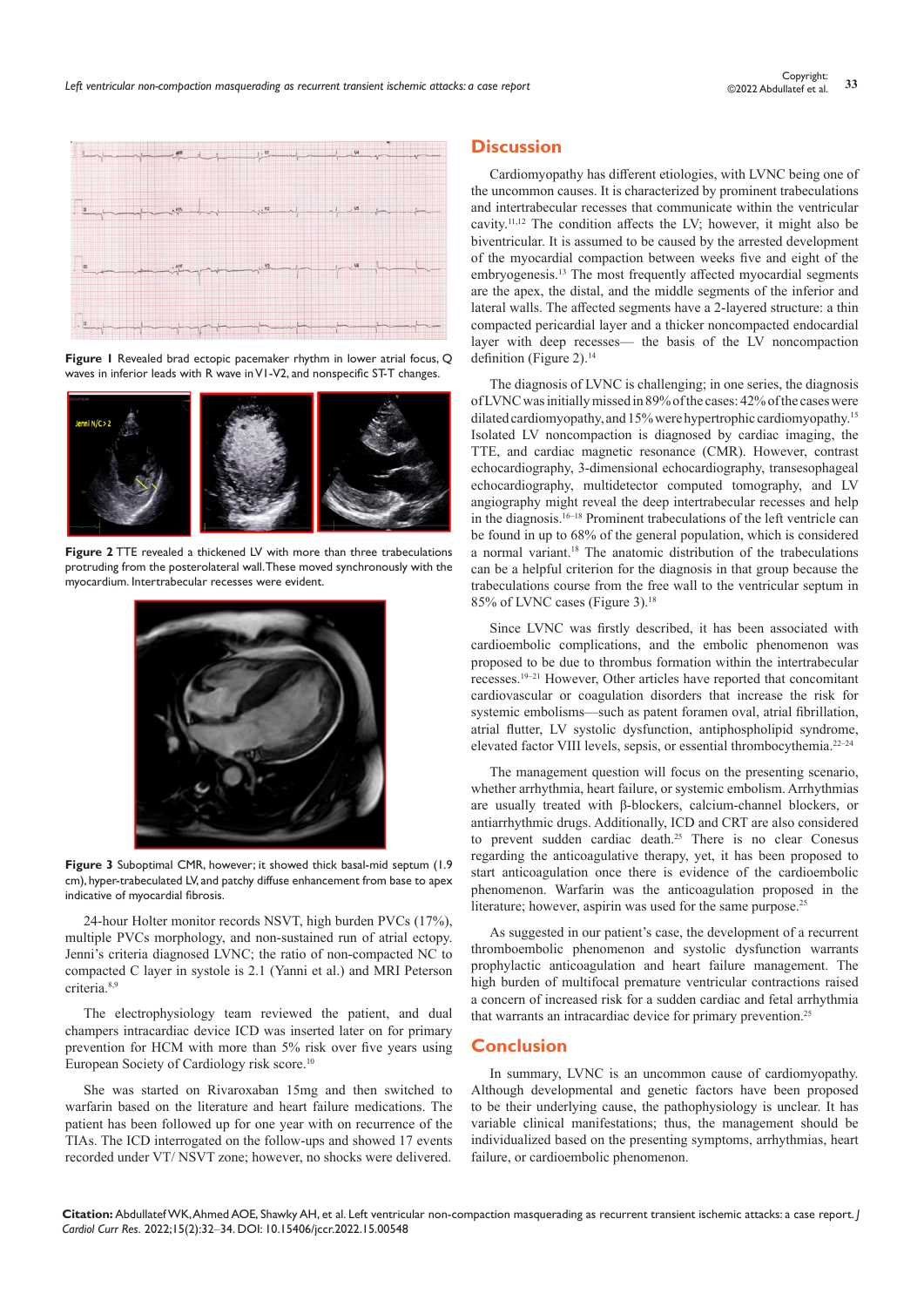Figure 1 Revealed brad ectopic pacemaker rhythm in lower atrial focus, Q waves in inferior leads with R wave in V1-V2, and nonspecific ST-T changes.

Figure 2 TTE revealed a thickened LV with more than three trabeculations protruding from the posterolateral wall. These moved synchronously with the myocardium. Intertrabecular recesses were evident.

Figure 3 Suboptimal CMR, however; it showed thick basal-mid septum (1.9 cm), hyper-trabeculated LV, and patchy diffuse enhancement from base to apex indicative of myocardial fibrosis.

24-hour Holter monitor records NSVT, high burden PVCs (17%), multiple PVCs morphology, and non-sustained run of atrial ectopy. Jenni's criteria diagnosed LVNC; the ratio of non-compacted NC to compacted C layer in systole is 2.1 (Yanni et al.) and MRI Peterson criteria.[8,9]

The electrophysiology team reviewed the patient, and dual champers intracardiac device ICD was inserted later on for primary prevention for HCM with more than 5% risk over five years using European Society of Cardiology risk score.[10]

She was started on Rivaroxaban 15mg and then switched to warfarin based on the literature and heart failure medications. The patient has been followed up for one year with on recurrence of the TIAs. The ICD interrogated on the follow-ups and showed 17 events recorded under VT/ NSVT zone; however, no shocks were delivered.

## Discussion

Cardiomyopathy has different etiologies, with LVNC being one of the uncommon causes. It is characterized by prominent trabeculations and intertrabecular recesses that communicate within the ventricular cavity.[11,12] The condition affects the LV; however, it might also be biventricular. It is assumed to be caused by the arrested development of the myocardial compaction between weeks five and eight of the embryogenesis.[13] The most frequently affected myocardial segments are the apex, the distal, and the middle segments of the inferior and lateral walls. The affected segments have a 2-layered structure: a thin compacted pericardial layer and a thicker noncompacted endocardial layer with deep recesses— the basis of the LV noncompaction definition (Figure 2).[14]

The diagnosis of LVNC is challenging; in one series, the diagnosis of LVNC was initially missed in 89% of the cases: 42% of the cases were dilated cardiomyopathy, and 15% were hypertrophic cardiomyopathy.[15] Isolated LV noncompaction is diagnosed by cardiac imaging, the TTE, and cardiac magnetic resonance (CMR). However, contrast echocardiography, 3-dimensional echocardiography, transesophageal echocardiography, multidetector computed tomography, and LV angiography might reveal the deep intertrabecular recesses and help in the diagnosis.[16–18] Prominent trabeculations of the left ventricle can be found in up to 68% of the general population, which is considered a normal variant.[18] The anatomic distribution of the trabeculations can be a helpful criterion for the diagnosis in that group because the trabeculations course from the free wall to the ventricular septum in 85% of LVNC cases (Figure 3).[18]

Since LVNC was firstly described, it has been associated with cardioembolic complications, and the embolic phenomenon was proposed to be due to thrombus formation within the intertrabecular recesses.[19–21] However, Other articles have reported that concomitant cardiovascular or coagulation disorders that increase the risk for systemic embolisms—such as patent foramen oval, atrial fibrillation, atrial flutter, LV systolic dysfunction, antiphospholipid syndrome, elevated factor VIII levels, sepsis, or essential thrombocythemia.[22–24]

The management question will focus on the presenting scenario, whether arrhythmia, heart failure, or systemic embolism. Arrhythmias are usually treated with β-blockers, calcium-channel blockers, or antiarrhythmic drugs. Additionally, ICD and CRT are also considered to prevent sudden cardiac death.[25] There is no clear Conesus regarding the anticoagulative therapy, yet, it has been proposed to start anticoagulation once there is evidence of the cardioembolic phenomenon. Warfarin was the anticoagulation proposed in the literature; however, aspirin was used for the same purpose.[25]

As suggested in our patient's case, the development of a recurrent thromboembolic phenomenon and systolic dysfunction warrants prophylactic anticoagulation and heart failure management. The high burden of multifocal premature ventricular contractions raised a concern of increased risk for a sudden cardiac and fetal arrhythmia that warrants an intracardiac device for primary prevention.[25]

## Conclusion

In summary, LVNC is an uncommon cause of cardiomyopathy. Although developmental and genetic factors have been proposed to be their underlying cause, the pathophysiology is unclear. It has variable clinical manifestations; thus, the management should be individualized based on the presenting symptoms, arrhythmias, heart failure, or cardioembolic phenomenon.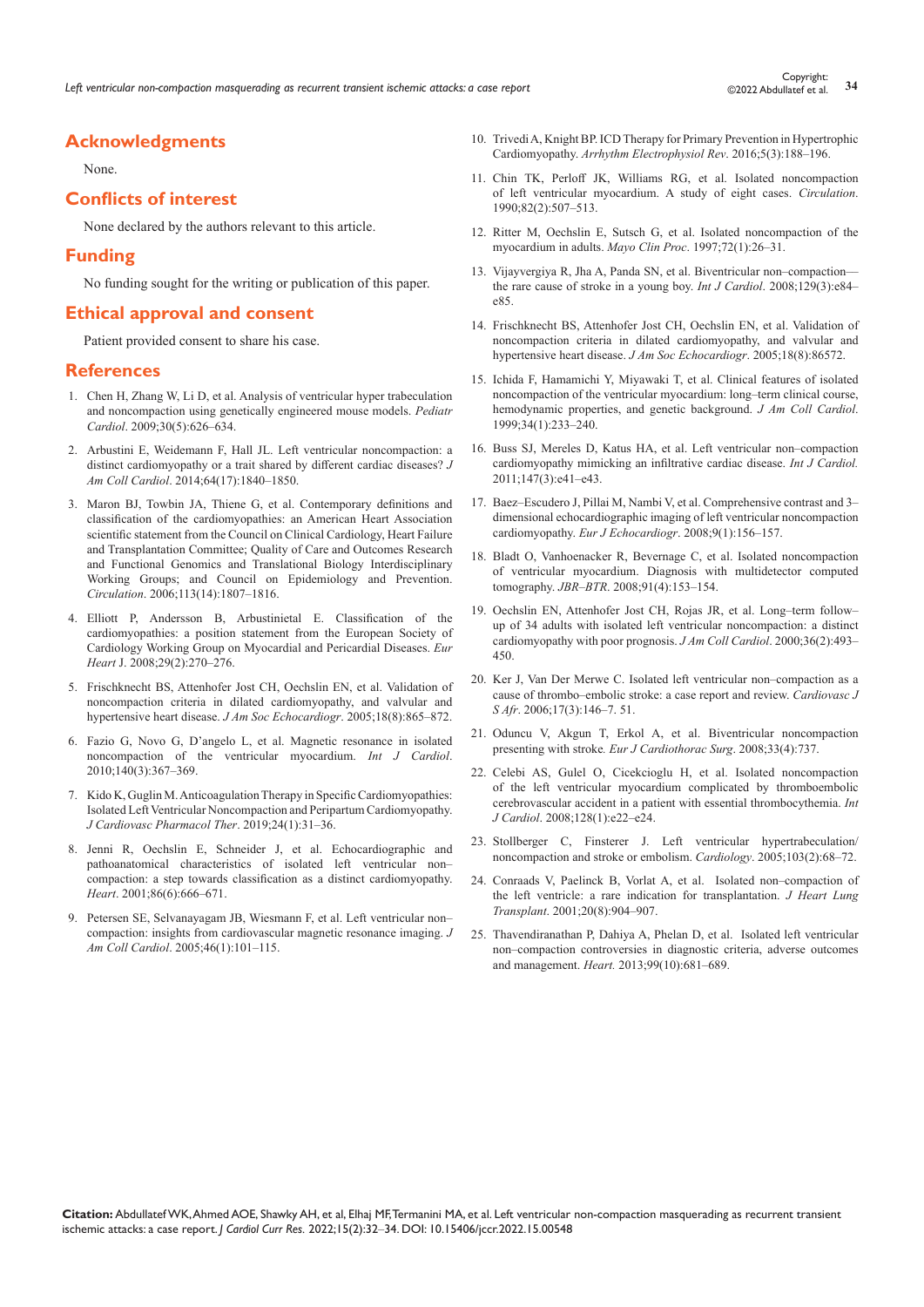## Acknowledgments

None.

## Conflicts of interest

None declared by the authors relevant to this article.

## Funding

No funding sought for the writing or publication of this paper.

## Ethical approval and consent

Patient provided consent to share his case.

## References

1. Chen H, Zhang W, Li D, et al. Analysis of ventricular hyper trabeculation and noncompaction using genetically engineered mouse models. *Pediatr Cardiol*. 2009;30(5):626–634.
2. Arbustini E, Weidemann F, Hall JL. Left ventricular noncompaction: a distinct cardiomyopathy or a trait shared by different cardiac diseases? *J Am Coll Cardiol*. 2014;64(17):1840–1850.
3. Maron BJ, Towbin JA, Thiene G, et al. Contemporary definitions and classification of the cardiomyopathies: an American Heart Association scientific statement from the Council on Clinical Cardiology, Heart Failure and Transplantation Committee; Quality of Care and Outcomes Research and Functional Genomics and Translational Biology Interdisciplinary Working Groups; and Council on Epidemiology and Prevention. *Circulation*. 2006;113(14):1807–1816.
4. Elliott P, Andersson B, Arbustinietal E. Classification of the cardiomyopathies: a position statement from the European Society of Cardiology Working Group on Myocardial and Pericardial Diseases. *Eur Heart* J. 2008;29(2):270–276.
5. Frischknecht BS, Attenhofer Jost CH, Oechslin EN, et al. Validation of noncompaction criteria in dilated cardiomyopathy, and valvular and hypertensive heart disease. *J Am Soc Echocardiogr*. 2005;18(8):865–872.
6. Fazio G, Novo G, D'angelo L, et al. Magnetic resonance in isolated noncompaction of the ventricular myocardium. *Int J Cardiol*. 2010;140(3):367–369.
7. Kido K, Guglin M. Anticoagulation Therapy in Specific Cardiomyopathies: Isolated Left Ventricular Noncompaction and Peripartum Cardiomyopathy. *J Cardiovasc Pharmacol Ther*. 2019;24(1):31–36.
8. Jenni R, Oechslin E, Schneider J, et al. Echocardiographic and pathoanatomical characteristics of isolated left ventricular non–compaction: a step towards classification as a distinct cardiomyopathy. *Heart*. 2001;86(6):666–671.
9. Petersen SE, Selvanayagam JB, Wiesmann F, et al. Left ventricular non–compaction: insights from cardiovascular magnetic resonance imaging. *J Am Coll Cardiol*. 2005;46(1):101–115.
10. Trivedi A, Knight BP. ICD Therapy for Primary Prevention in Hypertrophic Cardiomyopathy. *Arrhythm Electrophysiol Rev*. 2016;5(3):188–196.
11. Chin TK, Perloff JK, Williams RG, et al. Isolated noncompaction of left ventricular myocardium. A study of eight cases. *Circulation*. 1990;82(2):507–513.
12. Ritter M, Oechslin E, Sutsch G, et al. Isolated noncompaction of the myocardium in adults. *Mayo Clin Proc*. 1997;72(1):26–31.
13. Vijayvergiya R, Jha A, Panda SN, et al. Biventricular non–compaction—the rare cause of stroke in a young boy. *Int J Cardiol*. 2008;129(3):e84–e85.
14. Frischknecht BS, Attenhofer Jost CH, Oechslin EN, et al. Validation of noncompaction criteria in dilated cardiomyopathy, and valvular and hypertensive heart disease. *J Am Soc Echocardiogr*. 2005;18(8):86572.
15. Ichida F, Hamamichi Y, Miyawaki T, et al. Clinical features of isolated noncompaction of the ventricular myocardium: long–term clinical course, hemodynamic properties, and genetic background. *J Am Coll Cardiol*. 1999;34(1):233–240.
16. Buss SJ, Mereles D, Katus HA, et al. Left ventricular non–compaction cardiomyopathy mimicking an infiltrative cardiac disease. *Int J Cardiol.* 2011;147(3):e41–e43.
17. Baez–Escudero J, Pillai M, Nambi V, et al. Comprehensive contrast and 3–dimensional echocardiographic imaging of left ventricular noncompaction cardiomyopathy. *Eur J Echocardiogr*. 2008;9(1):156–157.
18. Bladt O, Vanhoenacker R, Bevernage C, et al. Isolated noncompaction of ventricular myocardium. Diagnosis with multidetector computed tomography. *JBR–BTR*. 2008;91(4):153–154.
19. Oechslin EN, Attenhofer Jost CH, Rojas JR, et al. Long–term follow–up of 34 adults with isolated left ventricular noncompaction: a distinct cardiomyopathy with poor prognosis. *J Am Coll Cardiol*. 2000;36(2):493–450.
20. Ker J, Van Der Merwe C. Isolated left ventricular non–compaction as a cause of thrombo–embolic stroke: a case report and review. *Cardiovasc J S Afr*. 2006;17(3):146–7. 51.
21. Oduncu V, Akgun T, Erkol A, et al. Biventricular noncompaction presenting with stroke*. Eur J Cardiothorac Surg*. 2008;33(4):737.
22. Celebi AS, Gulel O, Cicekcioglu H, et al. Isolated noncompaction of the left ventricular myocardium complicated by thromboembolic cerebrovascular accident in a patient with essential thrombocythemia. *Int J Cardiol*. 2008;128(1):e22–e24.
23. Stollberger C, Finsterer J. Left ventricular hypertrabeculation/noncompaction and stroke or embolism. *Cardiology*. 2005;103(2):68–72.
24. Conraads V, Paelinck B, Vorlat A, et al. Isolated non–compaction of the left ventricle: a rare indication for transplantation. *J Heart Lung Transplant*. 2001;20(8):904–907.
25. Thavendiranathan P, Dahiya A, Phelan D, et al. Isolated left ventricular non–compaction controversies in diagnostic criteria, adverse outcomes and management. *Heart.* 2013;99(10):681–689.